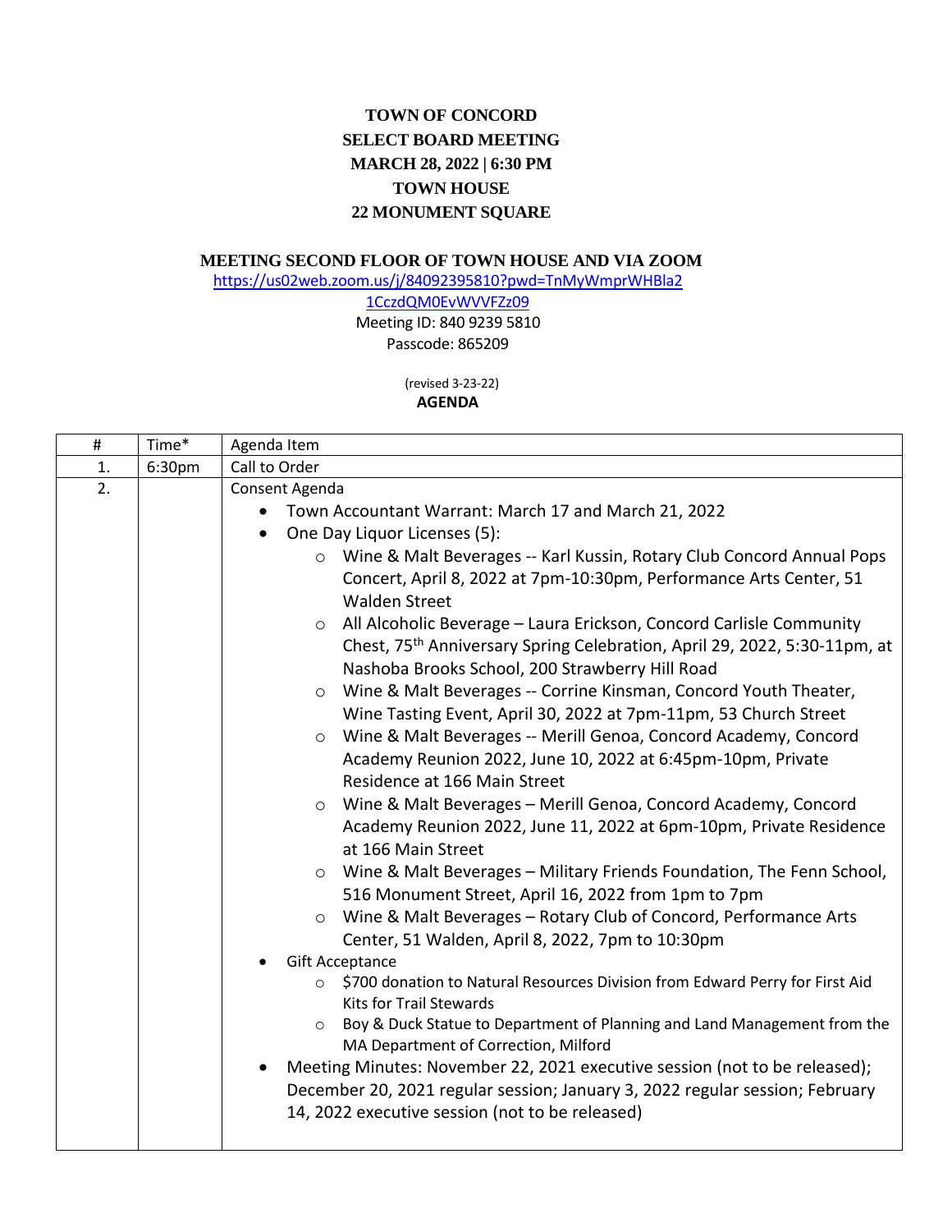**TOWN OF CONCORD**
**SELECT BOARD MEETING**
**MARCH 28, 2022 | 6:30 PM**
**TOWN HOUSE**
**22 MONUMENT SQUARE**

**MEETING SECOND FLOOR OF TOWN HOUSE AND VIA ZOOM**

https://us02web.zoom.us/j/84092395810?pwd=TnMyWmprWHBla21CczdQM0EvWVVFZz09

Meeting ID: 840 9239 5810
Passcode: 865209

(revised 3-23-22)

**AGENDA**

| # | Time* | Agenda Item |
|---|---|---|
| 1. | 6:30pm | Call to Order |
| 2. | | Consent Agenda<br>• Town Accountant Warrant: March 17 and March 21, 2022<br>• One Day Liquor Licenses (5):<br>  ○ Wine & Malt Beverages -- Karl Kussin, Rotary Club Concord Annual Pops Concert, April 8, 2022 at 7pm-10:30pm, Performance Arts Center, 51 Walden Street<br>  ○ All Alcoholic Beverage – Laura Erickson, Concord Carlisle Community Chest, 75th Anniversary Spring Celebration, April 29, 2022, 5:30-11pm, at Nashoba Brooks School, 200 Strawberry Hill Road<br>  ○ Wine & Malt Beverages -- Corrine Kinsman, Concord Youth Theater, Wine Tasting Event, April 30, 2022 at 7pm-11pm, 53 Church Street<br>  ○ Wine & Malt Beverages -- Merill Genoa, Concord Academy, Concord Academy Reunion 2022, June 10, 2022 at 6:45pm-10pm, Private Residence at 166 Main Street<br>  ○ Wine & Malt Beverages – Merill Genoa, Concord Academy, Concord Academy Reunion 2022, June 11, 2022 at 6pm-10pm, Private Residence at 166 Main Street<br>  ○ Wine & Malt Beverages – Military Friends Foundation, The Fenn School, 516 Monument Street, April 16, 2022 from 1pm to 7pm<br>  ○ Wine & Malt Beverages – Rotary Club of Concord, Performance Arts Center, 51 Walden, April 8, 2022, 7pm to 10:30pm<br>• Gift Acceptance<br>  ○ $700 donation to Natural Resources Division from Edward Perry for First Aid Kits for Trail Stewards<br>  ○ Boy & Duck Statue to Department of Planning and Land Management from the MA Department of Correction, Milford<br>• Meeting Minutes: November 22, 2021 executive session (not to be released); December 20, 2021 regular session; January 3, 2022 regular session; February 14, 2022 executive session (not to be released) |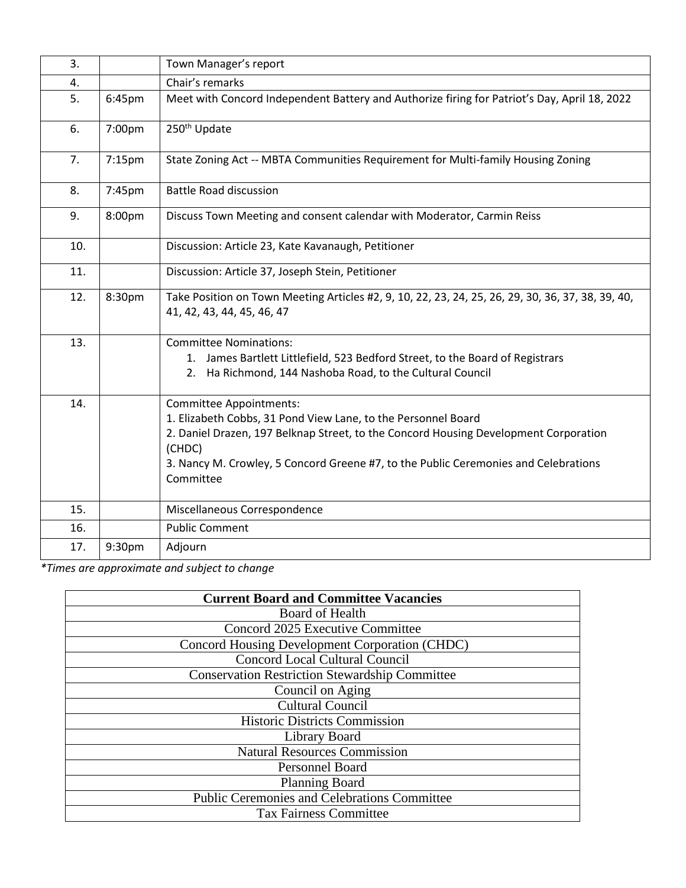| | | |
|---|---|---|
| 3. | | Town Manager's report |
| 4. | | Chair's remarks |
| 5. | 6:45pm | Meet with Concord Independent Battery and Authorize firing for Patriot's Day, April 18, 2022 |
| 6. | 7:00pm | 250th Update |
| 7. | 7:15pm | State Zoning Act -- MBTA Communities Requirement for Multi-family Housing Zoning |
| 8. | 7:45pm | Battle Road discussion |
| 9. | 8:00pm | Discuss Town Meeting and consent calendar with Moderator, Carmin Reiss |
| 10. | | Discussion: Article 23, Kate Kavanaugh, Petitioner |
| 11. | | Discussion: Article 37, Joseph Stein, Petitioner |
| 12. | 8:30pm | Take Position on Town Meeting Articles #2, 9, 10, 22, 23, 24, 25, 26, 29, 30, 36, 37, 38, 39, 40, 41, 42, 43, 44, 45, 46, 47 |
| 13. | | Committee Nominations:<br>1. James Bartlett Littlefield, 523 Bedford Street, to the Board of Registrars<br>2. Ha Richmond, 144 Nashoba Road, to the Cultural Council |
| 14. | | Committee Appointments:<br>1. Elizabeth Cobbs, 31 Pond View Lane, to the Personnel Board<br>2. Daniel Drazen, 197 Belknap Street, to the Concord Housing Development Corporation (CHDC)<br>3. Nancy M. Crowley, 5 Concord Greene #7, to the Public Ceremonies and Celebrations Committee |
| 15. | | Miscellaneous Correspondence |
| 16. | | Public Comment |
| 17. | 9:30pm | Adjourn |

*\*Times are approximate and subject to change*

| **Current Board and Committee Vacancies** |
|---|
| Board of Health |
| Concord 2025 Executive Committee |
| Concord Housing Development Corporation (CHDC) |
| Concord Local Cultural Council |
| Conservation Restriction Stewardship Committee |
| Council on Aging |
| Cultural Council |
| Historic Districts Commission |
| Library Board |
| Natural Resources Commission |
| Personnel Board |
| Planning Board |
| Public Ceremonies and Celebrations Committee |
| Tax Fairness Committee |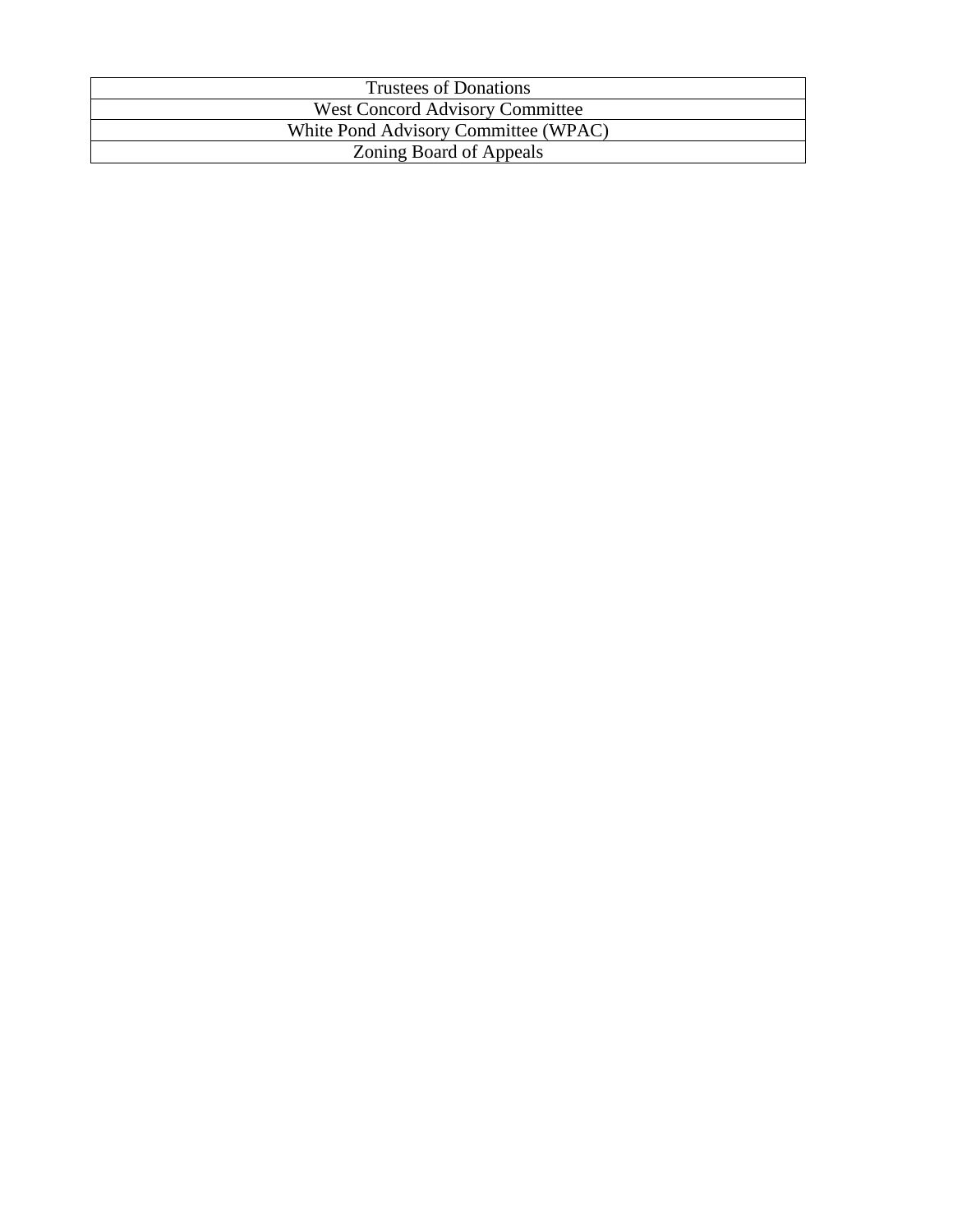| |
| --- |
| Trustees of Donations |
| West Concord Advisory Committee |
| White Pond Advisory Committee (WPAC) |
| Zoning Board of Appeals |